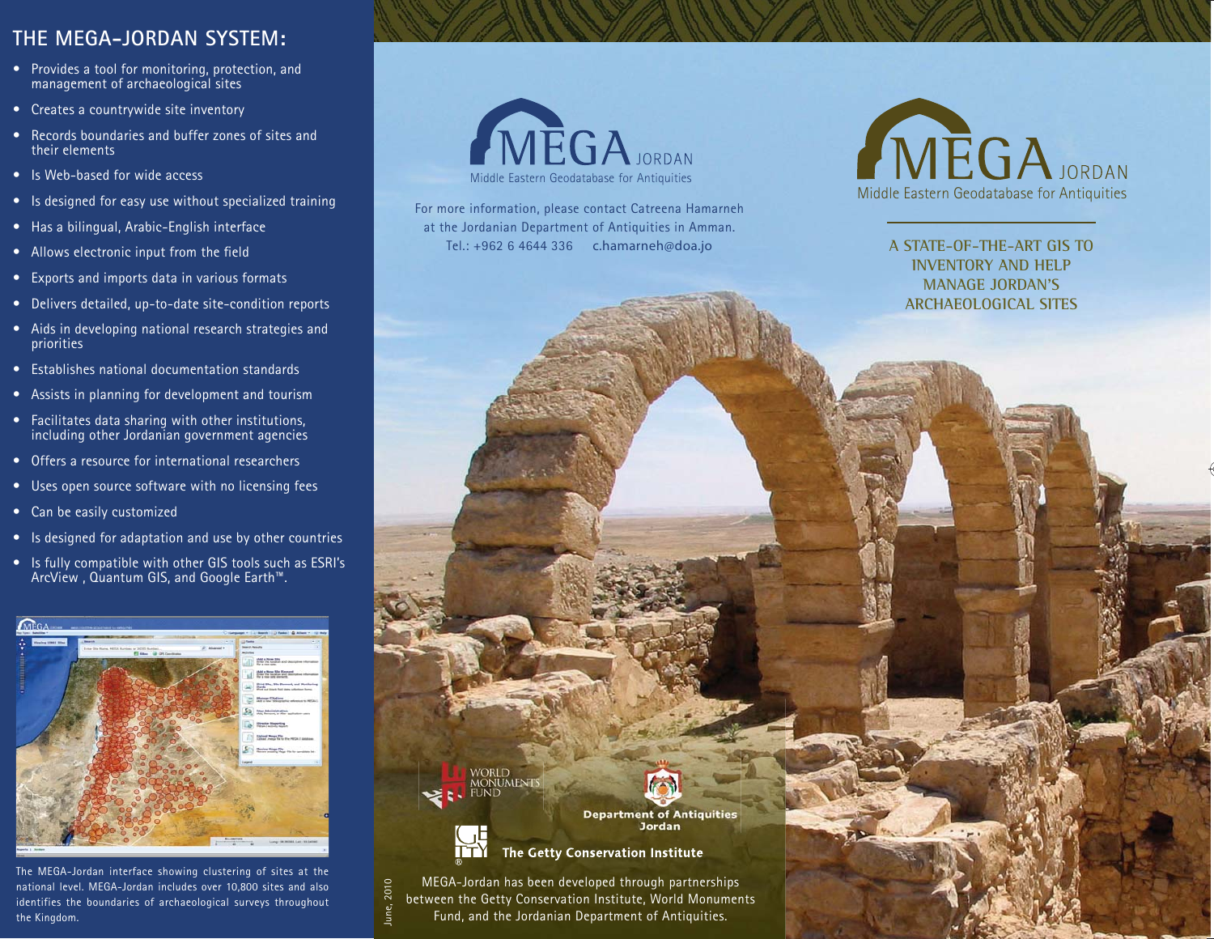## THE MEGA-JORDAN SYSTEM:

- Provides a tool for monitoring, protection, and management of archaeological sites
- Creates a countrywide site inventory
- Records boundaries and buffer zones of sites and their elements
- Is Web-based for wide access
- Is designed for easy use without specialized training
- Has a bilingual, Arabic-English interface
- Allows electronic input from the field
- Exports and imports data in various formats
- Delivers detailed, up-to-date site-condition reports
- Aids in developing national research strategies and priorities
- Establishes national documentation standards
- Assists in planning for development and tourism
- Facilitates data sharing with other institutions, including other Jordanian government agencies
- Offers a resource for international researchers
- Uses open source software with no licensing fees
- Can be easily customized
- Is designed for adaptation and use by other countries
- Is fully compatible with other GIS tools such as ESRI's ArcView , Quantum GIS, and Google Earth™.

The MEGA-Jordan interface showing clustering of sites at the national level. MEGA-Jordan includes over 10,800 sites and also identifies the boundaries of archaeological surveys throughout the Kingdom.

MEGA JORDAN
Middle Eastern Geodatabase for Antiquities

For more information, please contact Catreena Hamarneh at the Jordanian Department of Antiquities in Amman.
Tel.: +962 6 4644 336 c.hamarneh@doa.jo

World Monuments Fund

Department of Antiquities Jordan

The Getty Conservation Institute

June, 2010

MEGA-Jordan has been developed through partnerships between the Getty Conservation Institute, World Monuments Fund, and the Jordanian Department of Antiquities.

# MEGA JORDAN

Middle Eastern Geodatabase for Antiquities

## A STATE-OF-THE-ART GIS TO INVENTORY AND HELP MANAGE JORDAN'S ARCHAEOLOGICAL SITES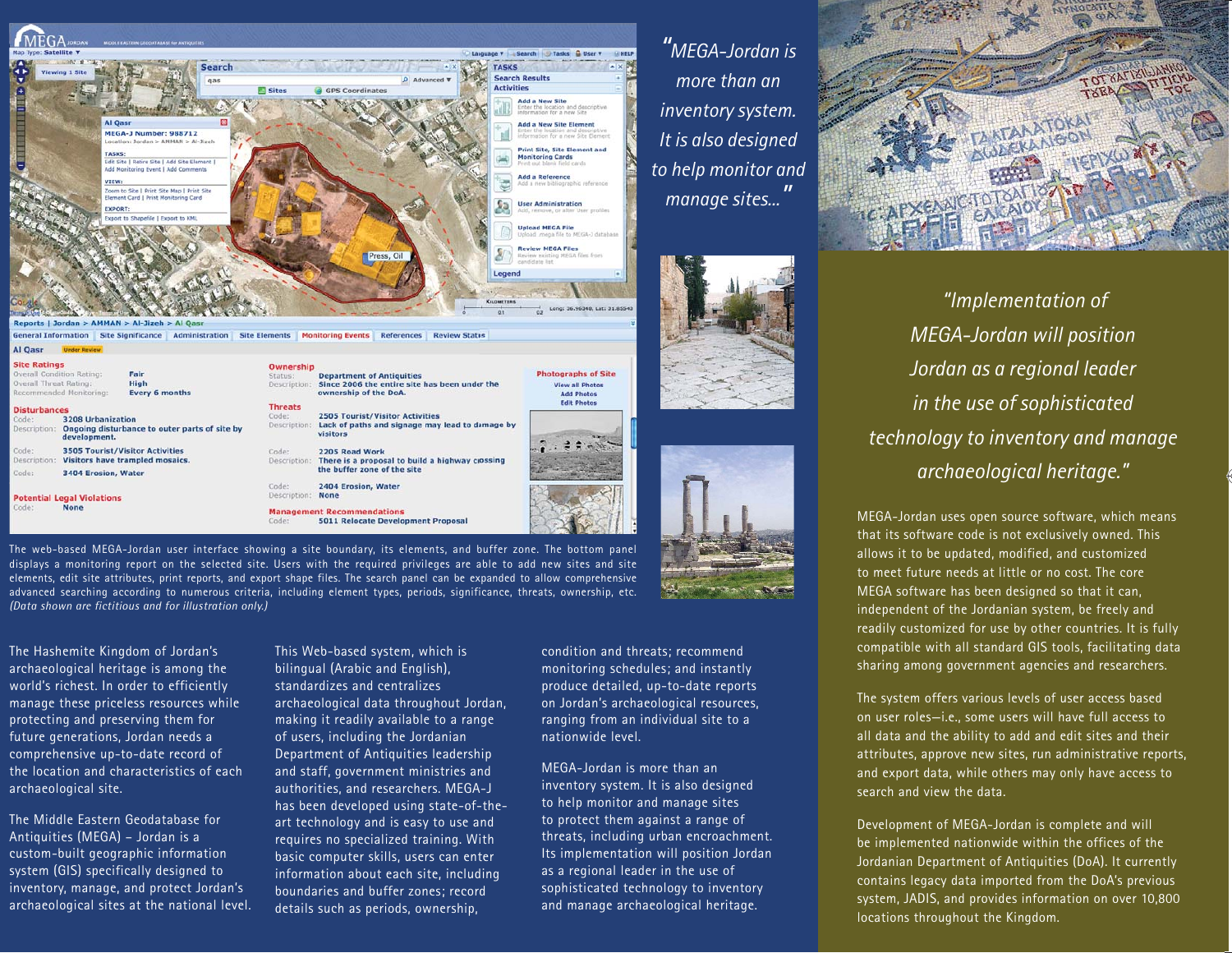The web-based MEGA-Jordan user interface showing a site boundary, its elements, and buffer zone. The bottom panel displays a monitoring report on the selected site. Users with the required privileges are able to add new sites and site elements, edit site attributes, print reports, and export shape files. The search panel can be expanded to allow comprehensive advanced searching according to numerous criteria, including element types, periods, significance, threats, ownership, etc. *(Data shown are fictitious and for illustration only.)*

*"MEGA-Jordan is more than an inventory system. It is also designed to help monitor and manage sites..."*

The Hashemite Kingdom of Jordan's archaeological heritage is among the world's richest. In order to efficiently manage these priceless resources while protecting and preserving them for future generations, Jordan needs a comprehensive up-to-date record of the location and characteristics of each archaeological site.

The Middle Eastern Geodatabase for Antiquities (MEGA) – Jordan is a custom-built geographic information system (GIS) specifically designed to inventory, manage, and protect Jordan's archaeological sites at the national level.

This Web-based system, which is bilingual (Arabic and English), standardizes and centralizes archaeological data throughout Jordan, making it readily available to a range of users, including the Jordanian Department of Antiquities leadership and staff, government ministries and authorities, and researchers. MEGA-J has been developed using state-of-the-art technology and is easy to use and requires no specialized training. With basic computer skills, users can enter information about each site, including boundaries and buffer zones; record details such as periods, ownership, condition and threats; recommend monitoring schedules; and instantly produce detailed, up-to-date reports on Jordan's archaeological resources, ranging from an individual site to a nationwide level.

MEGA-Jordan is more than an inventory system. It is also designed to help monitor and manage sites to protect them against a range of threats, including urban encroachment. Its implementation will position Jordan as a regional leader in the use of sophisticated technology to inventory and manage archaeological heritage.

*"Implementation of MEGA-Jordan will position Jordan as a regional leader in the use of sophisticated technology to inventory and manage archaeological heritage."*

MEGA-Jordan uses open source software, which means that its software code is not exclusively owned. This allows it to be updated, modified, and customized to meet future needs at little or no cost. The core MEGA software has been designed so that it can, independent of the Jordanian system, be freely and readily customized for use by other countries. It is fully compatible with all standard GIS tools, facilitating data sharing among government agencies and researchers.

The system offers various levels of user access based on user roles—i.e., some users will have full access to all data and the ability to add and edit sites and their attributes, approve new sites, run administrative reports, and export data, while others may only have access to search and view the data.

Development of MEGA-Jordan is complete and will be implemented nationwide within the offices of the Jordanian Department of Antiquities (DoA). It currently contains legacy data imported from the DoA's previous system, JADIS, and provides information on over 10,800 locations throughout the Kingdom.